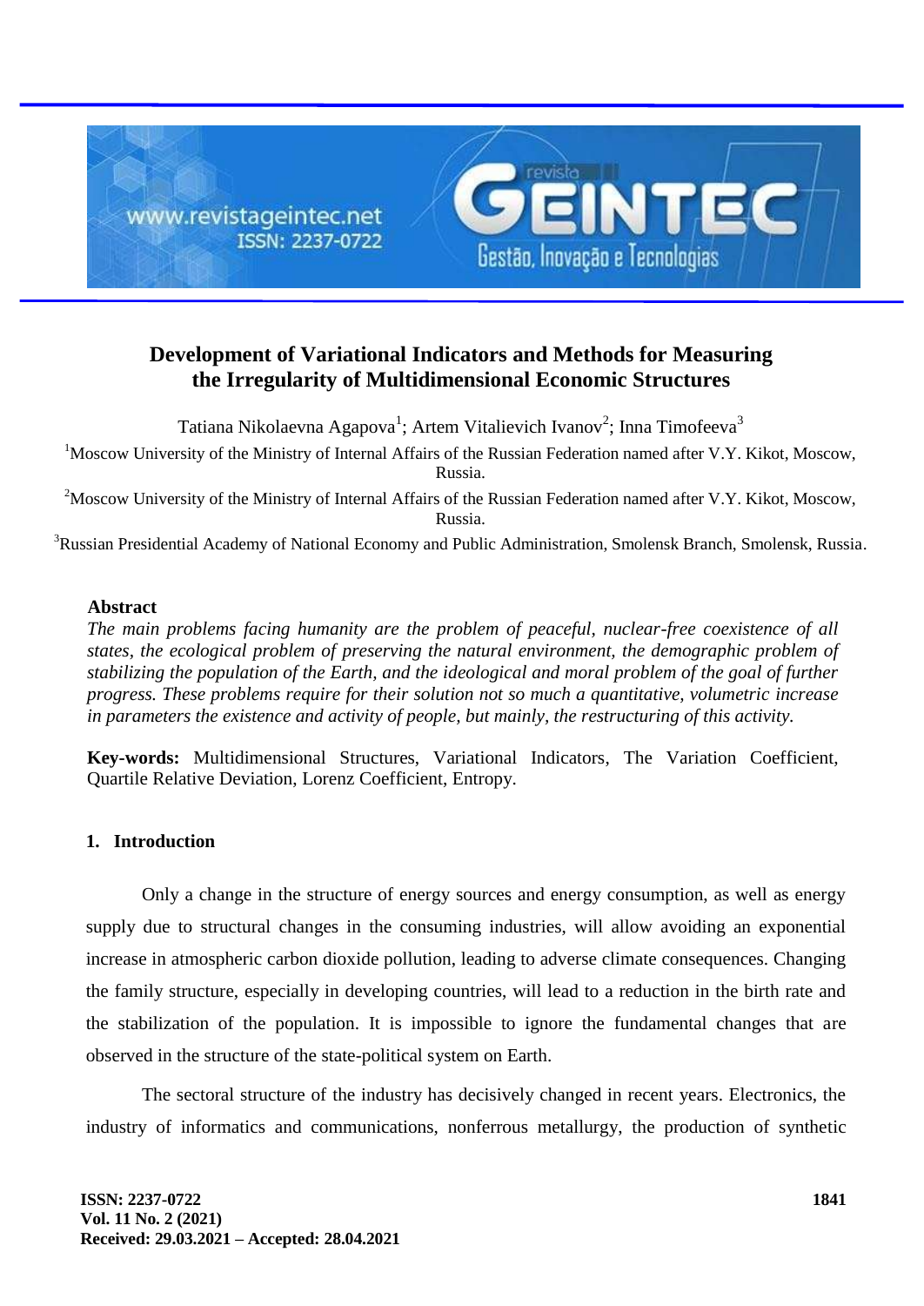# Development of Variational Indicators and Methods for Measuring the Irregularity of Multidimensional Economic Structures

Tatiana Nikolaevna Agapova[1]; Artem Vitalievich Ivanov[2]; Inna Timofeeva[3]

[1]Moscow University of the Ministry of Internal Affairs of the Russian Federation named after V.Y. Kikot, Moscow, Russia.

[2]Moscow University of the Ministry of Internal Affairs of the Russian Federation named after V.Y. Kikot, Moscow, Russia.

[3]Russian Presidential Academy of National Economy and Public Administration, Smolensk Branch, Smolensk, Russia.

## Abstract

*The main problems facing humanity are the problem of peaceful, nuclear-free coexistence of all states, the ecological problem of preserving the natural environment, the demographic problem of stabilizing the population of the Earth, and the ideological and moral problem of the goal of further progress. These problems require for their solution not so much a quantitative, volumetric increase in parameters the existence and activity of people, but mainly, the restructuring of this activity.*

**Key-words:** Multidimensional Structures, Variational Indicators, The Variation Coefficient, Quartile Relative Deviation, Lorenz Coefficient, Entropy.

## 1. Introduction

Only a change in the structure of energy sources and energy consumption, as well as energy supply due to structural changes in the consuming industries, will allow avoiding an exponential increase in atmospheric carbon dioxide pollution, leading to adverse climate consequences. Changing the family structure, especially in developing countries, will lead to a reduction in the birth rate and the stabilization of the population. It is impossible to ignore the fundamental changes that are observed in the structure of the state-political system on Earth.

The sectoral structure of the industry has decisively changed in recent years. Electronics, the industry of informatics and communications, nonferrous metallurgy, the production of synthetic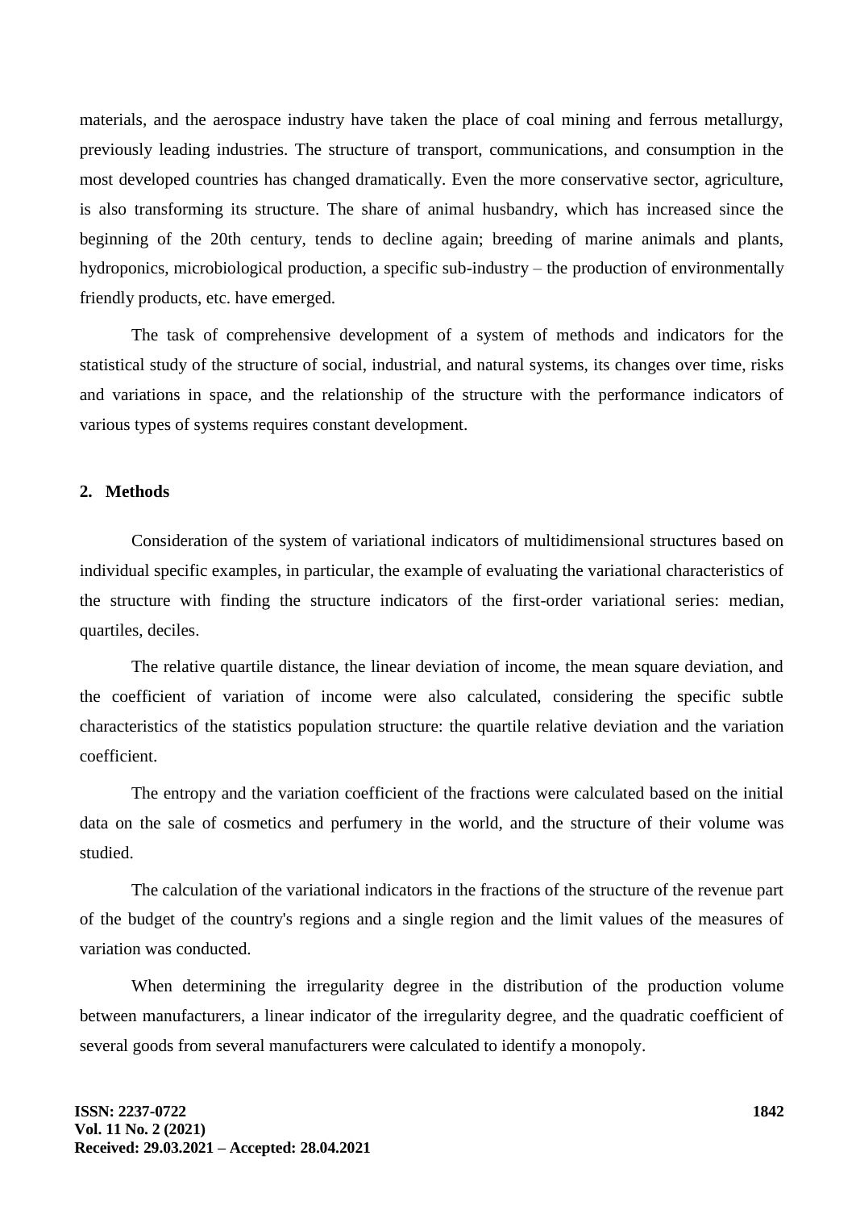materials, and the aerospace industry have taken the place of coal mining and ferrous metallurgy, previously leading industries. The structure of transport, communications, and consumption in the most developed countries has changed dramatically. Even the more conservative sector, agriculture, is also transforming its structure. The share of animal husbandry, which has increased since the beginning of the 20th century, tends to decline again; breeding of marine animals and plants, hydroponics, microbiological production, a specific sub-industry – the production of environmentally friendly products, etc. have emerged.

The task of comprehensive development of a system of methods and indicators for the statistical study of the structure of social, industrial, and natural systems, its changes over time, risks and variations in space, and the relationship of the structure with the performance indicators of various types of systems requires constant development.

## 2. Methods

Consideration of the system of variational indicators of multidimensional structures based on individual specific examples, in particular, the example of evaluating the variational characteristics of the structure with finding the structure indicators of the first-order variational series: median, quartiles, deciles.

The relative quartile distance, the linear deviation of income, the mean square deviation, and the coefficient of variation of income were also calculated, considering the specific subtle characteristics of the statistics population structure: the quartile relative deviation and the variation coefficient.

The entropy and the variation coefficient of the fractions were calculated based on the initial data on the sale of cosmetics and perfumery in the world, and the structure of their volume was studied.

The calculation of the variational indicators in the fractions of the structure of the revenue part of the budget of the country's regions and a single region and the limit values of the measures of variation was conducted.

When determining the irregularity degree in the distribution of the production volume between manufacturers, a linear indicator of the irregularity degree, and the quadratic coefficient of several goods from several manufacturers were calculated to identify a monopoly.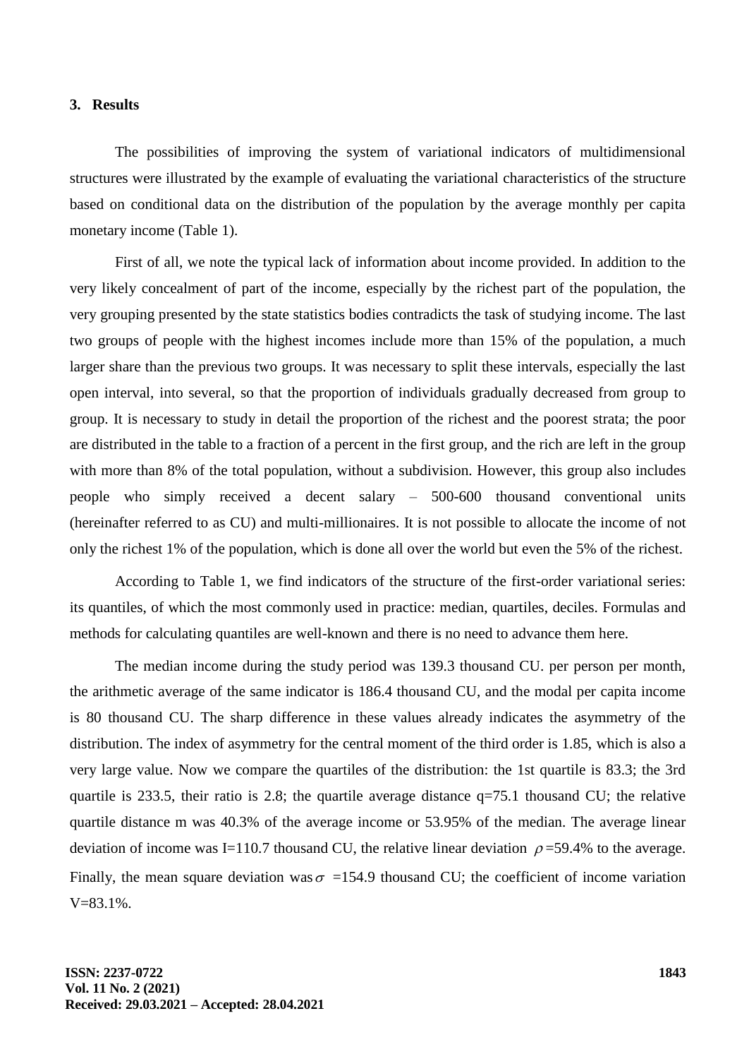## 3. Results

The possibilities of improving the system of variational indicators of multidimensional structures were illustrated by the example of evaluating the variational characteristics of the structure based on conditional data on the distribution of the population by the average monthly per capita monetary income (Table 1).

First of all, we note the typical lack of information about income provided. In addition to the very likely concealment of part of the income, especially by the richest part of the population, the very grouping presented by the state statistics bodies contradicts the task of studying income. The last two groups of people with the highest incomes include more than 15% of the population, a much larger share than the previous two groups. It was necessary to split these intervals, especially the last open interval, into several, so that the proportion of individuals gradually decreased from group to group. It is necessary to study in detail the proportion of the richest and the poorest strata; the poor are distributed in the table to a fraction of a percent in the first group, and the rich are left in the group with more than 8% of the total population, without a subdivision. However, this group also includes people who simply received a decent salary – 500-600 thousand conventional units (hereinafter referred to as CU) and multi-millionaires. It is not possible to allocate the income of not only the richest 1% of the population, which is done all over the world but even the 5% of the richest.

According to Table 1, we find indicators of the structure of the first-order variational series: its quantiles, of which the most commonly used in practice: median, quartiles, deciles. Formulas and methods for calculating quantiles are well-known and there is no need to advance them here.

The median income during the study period was 139.3 thousand CU. per person per month, the arithmetic average of the same indicator is 186.4 thousand CU, and the modal per capita income is 80 thousand CU. The sharp difference in these values already indicates the asymmetry of the distribution. The index of asymmetry for the central moment of the third order is 1.85, which is also a very large value. Now we compare the quartiles of the distribution: the 1st quartile is 83.3; the 3rd quartile is 233.5, their ratio is 2.8; the quartile average distance q=75.1 thousand CU; the relative quartile distance m was 40.3% of the average income or 53.95% of the median. The average linear deviation of income was I=110.7 thousand CU, the relative linear deviation $\rho$=59.4% to the average. Finally, the mean square deviation was $\sigma$ =154.9 thousand CU; the coefficient of income variation V=83.1%.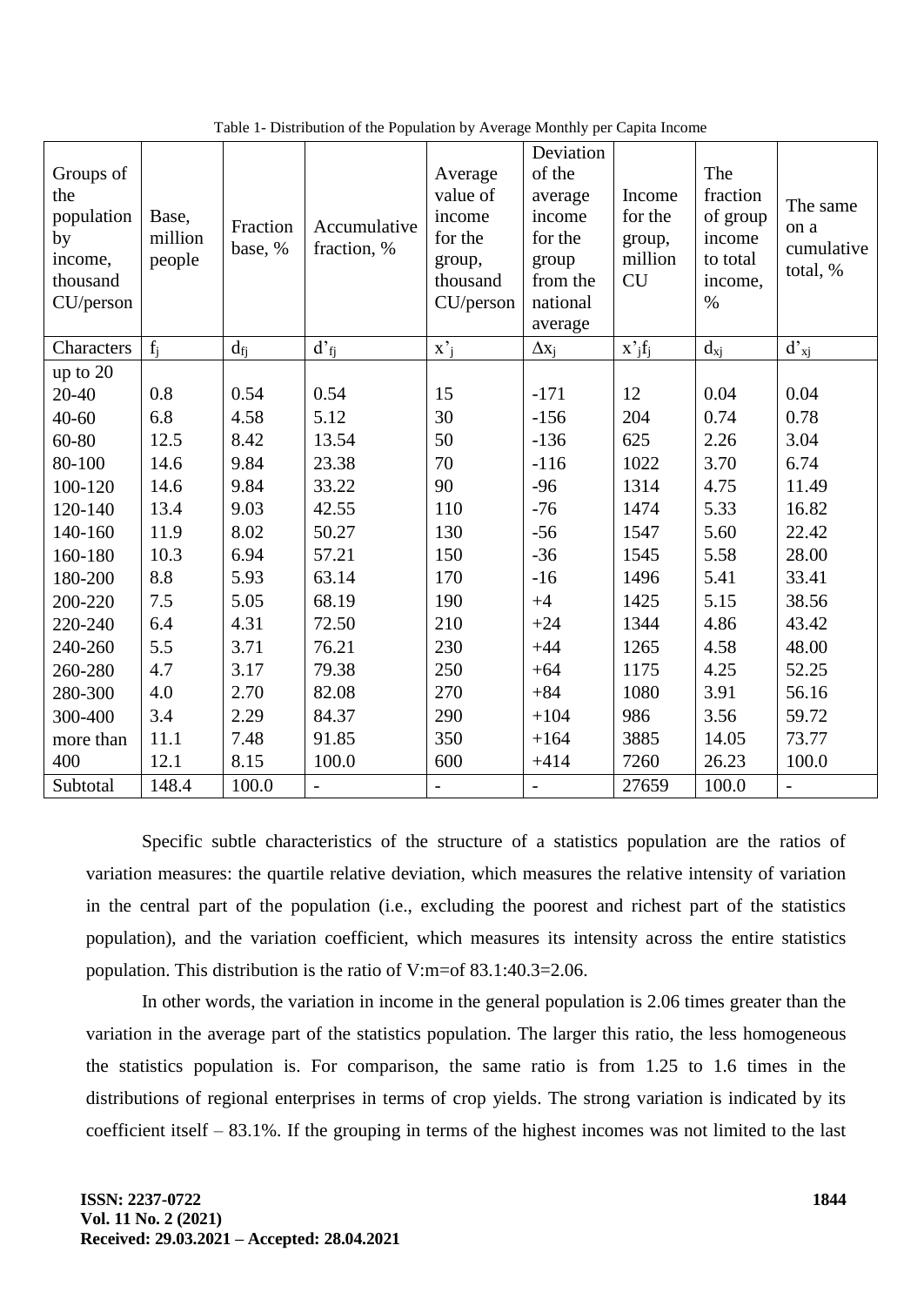Table 1- Distribution of the Population by Average Monthly per Capita Income

| Groups of the population by income, thousand CU/person | Base, million people | Fraction base, % | Accumulative fraction, % | Average value of income for the group, thousand CU/person | Deviation of the average income for the group from the national average | Income for the group, million CU | The fraction of group income to total income, % | The same on a cumulative total, % |
|---|---|---|---|---|---|---|---|---|
| Characters | $f_j$ | $d_{fj}$ | $d'_{fj}$ | $x'_j$ | $\Delta x_j$ | $x'_j f_j$ | $d_{xj}$ | $d'_{xj}$ |
| up to 20 | 0.8 | 0.54 | 0.54 | 15 | -171 | 12 | 0.04 | 0.04 |
| 20-40 | 6.8 | 4.58 | 5.12 | 30 | -156 | 204 | 0.74 | 0.78 |
| 40-60 | 12.5 | 8.42 | 13.54 | 50 | -136 | 625 | 2.26 | 3.04 |
| 60-80 | 14.6 | 9.84 | 23.38 | 70 | -116 | 1022 | 3.70 | 6.74 |
| 80-100 | 14.6 | 9.84 | 33.22 | 90 | -96 | 1314 | 4.75 | 11.49 |
| 100-120 | 13.4 | 9.03 | 42.55 | 110 | -76 | 1474 | 5.33 | 16.82 |
| 120-140 | 11.9 | 8.02 | 50.27 | 130 | -56 | 1547 | 5.60 | 22.42 |
| 140-160 | 10.3 | 6.94 | 57.21 | 150 | -36 | 1545 | 5.58 | 28.00 |
| 160-180 | 8.8 | 5.93 | 63.14 | 170 | -16 | 1496 | 5.41 | 33.41 |
| 180-200 | 7.5 | 5.05 | 68.19 | 190 | +4 | 1425 | 5.15 | 38.56 |
| 200-220 | 6.4 | 4.31 | 72.50 | 210 | +24 | 1344 | 4.86 | 43.42 |
| 220-240 | 5.5 | 3.71 | 76.21 | 230 | +44 | 1265 | 4.58 | 48.00 |
| 240-260 | 4.7 | 3.17 | 79.38 | 250 | +64 | 1175 | 4.25 | 52.25 |
| 260-280 | 4.0 | 2.70 | 82.08 | 270 | +84 | 1080 | 3.91 | 56.16 |
| 280-300 | 3.4 | 2.29 | 84.37 | 290 | +104 | 986 | 3.56 | 59.72 |
| 300-400 | 11.1 | 7.48 | 91.85 | 350 | +164 | 3885 | 14.05 | 73.77 |
| more than 400 | 12.1 | 8.15 | 100.0 | 600 | +414 | 7260 | 26.23 | 100.0 |
| Subtotal | 148.4 | 100.0 | - | - | - | 27659 | 100.0 | - |

Specific subtle characteristics of the structure of a statistics population are the ratios of variation measures: the quartile relative deviation, which measures the relative intensity of variation in the central part of the population (i.e., excluding the poorest and richest part of the statistics population), and the variation coefficient, which measures its intensity across the entire statistics population. This distribution is the ratio of V:m=of 83.1:40.3=2.06.

In other words, the variation in income in the general population is 2.06 times greater than the variation in the average part of the statistics population. The larger this ratio, the less homogeneous the statistics population is. For comparison, the same ratio is from 1.25 to 1.6 times in the distributions of regional enterprises in terms of crop yields. The strong variation is indicated by its coefficient itself – 83.1%. If the grouping in terms of the highest incomes was not limited to the last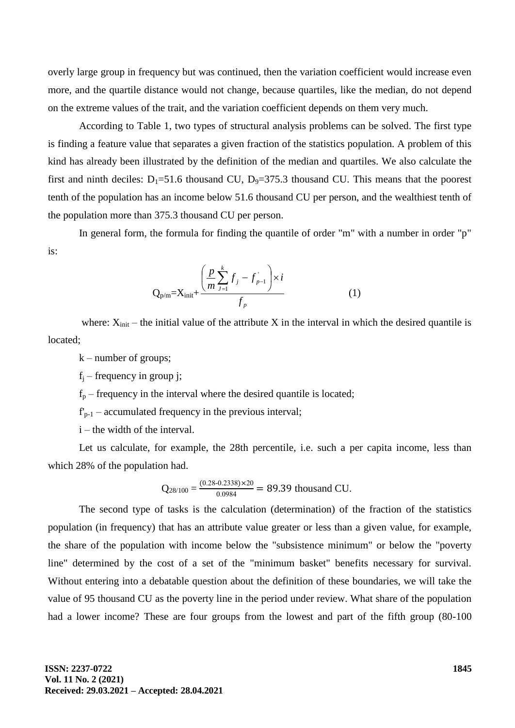overly large group in frequency but was continued, then the variation coefficient would increase even more, and the quartile distance would not change, because quartiles, like the median, do not depend on the extreme values of the trait, and the variation coefficient depends on them very much.

According to Table 1, two types of structural analysis problems can be solved. The first type is finding a feature value that separates a given fraction of the statistics population. A problem of this kind has already been illustrated by the definition of the median and quartiles. We also calculate the first and ninth deciles: $D_1$=51.6 thousand CU, $D_9$=375.3 thousand CU. This means that the poorest tenth of the population has an income below 51.6 thousand CU per person, and the wealthiest tenth of the population more than 375.3 thousand CU per person.

In general form, the formula for finding the quantile of order "m" with a number in order "p" is:

$$Q_{p/m} = X_{init} + \frac{\left(\frac{p}{m}\sum_{J=1}^{k} f_j - f'_{p-1}\right) \times i}{f_p} \quad (1)$$

where: $X_{init}$ – the initial value of the attribute X in the interval in which the desired quantile is located;

k – number of groups;

$f_j$ – frequency in group j;

$f_p$ – frequency in the interval where the desired quantile is located;

$f'_{p-1}$ – accumulated frequency in the previous interval;

i – the width of the interval.

Let us calculate, for example, the 28th percentile, i.e. such a per capita income, less than which 28% of the population had.

$$Q_{28/100} = \frac{(0.28\text{-}0.2338) \times 20}{0.0984} = 89.39 \text{ thousand CU.}$$

The second type of tasks is the calculation (determination) of the fraction of the statistics population (in frequency) that has an attribute value greater or less than a given value, for example, the share of the population with income below the "subsistence minimum" or below the "poverty line" determined by the cost of a set of the "minimum basket" benefits necessary for survival. Without entering into a debatable question about the definition of these boundaries, we will take the value of 95 thousand CU as the poverty line in the period under review. What share of the population had a lower income? These are four groups from the lowest and part of the fifth group (80-100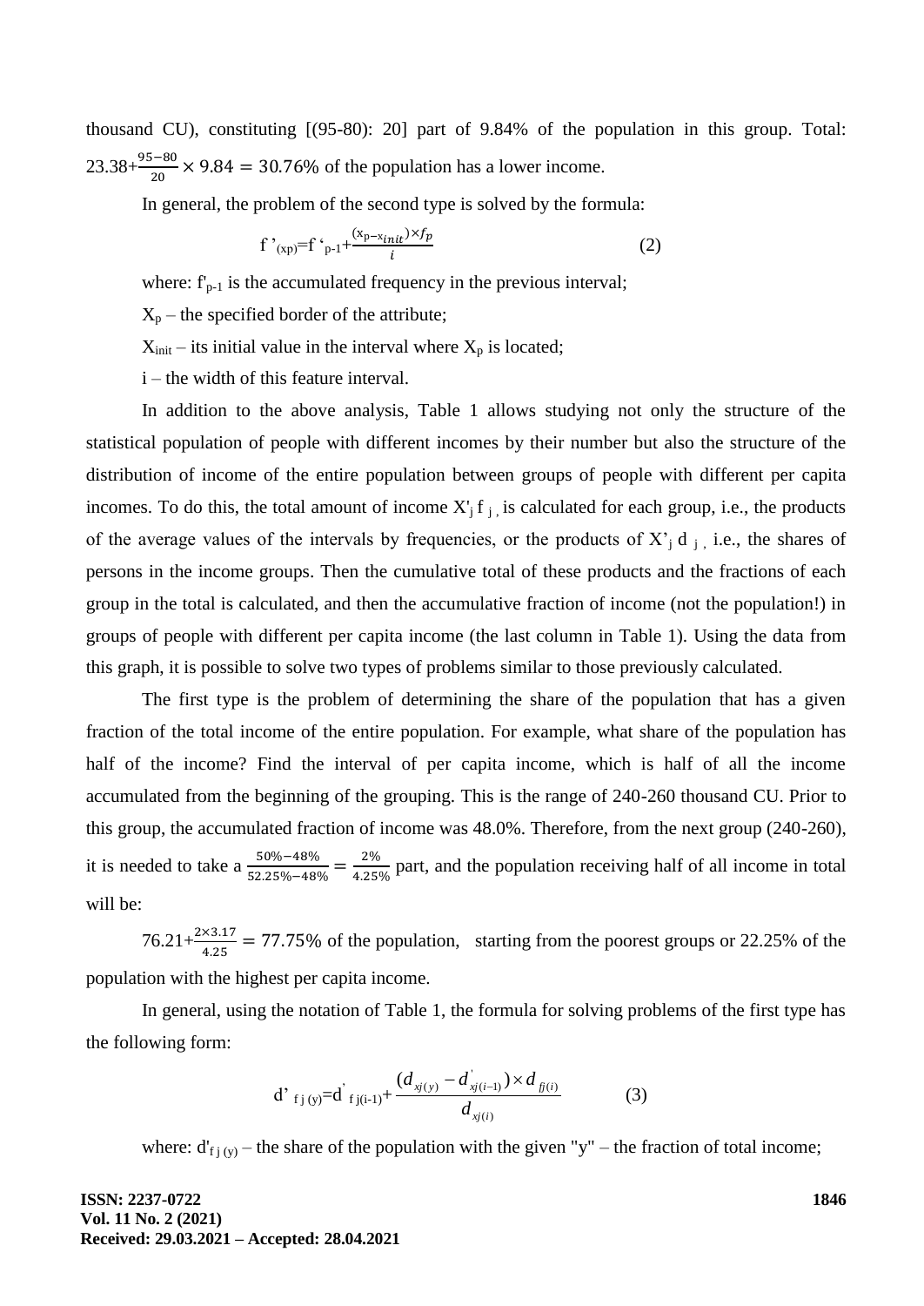thousand CU), constituting [(95-80): 20] part of 9.84% of the population in this group. Total: $23.38+\frac{95-80}{20}\times 9.84 = 30.76\%$ of the population has a lower income.

In general, the problem of the second type is solved by the formula:

$$f'_{(xp)}=f'_{p-1}+\frac{(x_p-x_{init})\times f_p}{i} \quad (2)$$

where: $f'_{p-1}$ is the accumulated frequency in the previous interval;

$X_p$ – the specified border of the attribute;

$X_{init}$ – its initial value in the interval where $X_p$ is located;

i – the width of this feature interval.

In addition to the above analysis, Table 1 allows studying not only the structure of the statistical population of people with different incomes by their number but also the structure of the distribution of income of the entire population between groups of people with different per capita incomes. To do this, the total amount of income $X'_j f_j$ is calculated for each group, i.e., the products of the average values of the intervals by frequencies, or the products of $X'_j d_j$, i.e., the shares of persons in the income groups. Then the cumulative total of these products and the fractions of each group in the total is calculated, and then the accumulative fraction of income (not the population!) in groups of people with different per capita income (the last column in Table 1). Using the data from this graph, it is possible to solve two types of problems similar to those previously calculated.

The first type is the problem of determining the share of the population that has a given fraction of the total income of the entire population. For example, what share of the population has half of the income? Find the interval of per capita income, which is half of all the income accumulated from the beginning of the grouping. This is the range of 240-260 thousand CU. Prior to this group, the accumulated fraction of income was 48.0%. Therefore, from the next group (240-260), it is needed to take a $\frac{50\%-48\%}{52.25\%-48\%}=\frac{2\%}{4.25\%}$ part, and the population receiving half of all income in total will be:

$76.21+\frac{2\times 3.17}{4.25}=77.75\%$ of the population, starting from the poorest groups or 22.25% of the population with the highest per capita income.

In general, using the notation of Table 1, the formula for solving problems of the first type has the following form:

$$d'_{fj(y)}=d'_{fj(i-1)}+\frac{(d_{xj(y)}-d'_{xj(i-1)})\times d_{fj(i)}}{d_{xj(i)}} \quad (3)$$

where: $d'_{fj(y)}$ – the share of the population with the given "y" – the fraction of total income;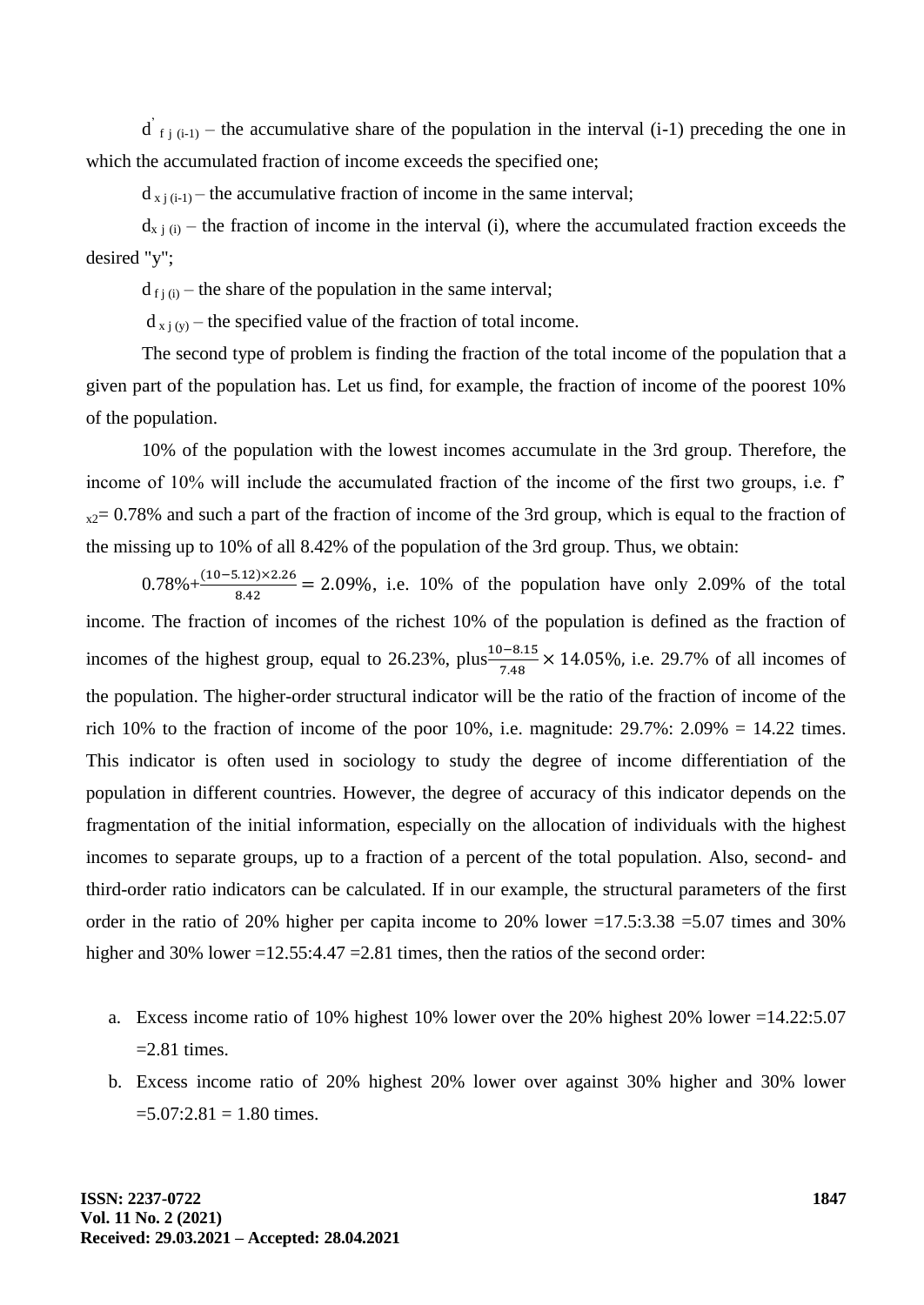$d'_{f\,j\,(i-1)}$ – the accumulative share of the population in the interval (i-1) preceding the one in which the accumulated fraction of income exceeds the specified one;

$d_{x\,j\,(i-1)}$ – the accumulative fraction of income in the same interval;

$d_{x\,j\,(i)}$ – the fraction of income in the interval (i), where the accumulated fraction exceeds the desired "y";

$d_{f\,j\,(i)}$ – the share of the population in the same interval;

$d_{x\,j\,(y)}$ – the specified value of the fraction of total income.

The second type of problem is finding the fraction of the total income of the population that a given part of the population has. Let us find, for example, the fraction of income of the poorest 10% of the population.

10% of the population with the lowest incomes accumulate in the 3rd group. Therefore, the income of 10% will include the accumulated fraction of the income of the first two groups, i.e. $f'_{x2}$= 0.78% and such a part of the fraction of income of the 3rd group, which is equal to the fraction of the missing up to 10% of all 8.42% of the population of the 3rd group. Thus, we obtain:

$0.78\% + \frac{(10-5.12)\times 2.26}{8.42} = 2.09\%$, i.e. 10% of the population have only 2.09% of the total income. The fraction of incomes of the richest 10% of the population is defined as the fraction of incomes of the highest group, equal to 26.23%, plus $\frac{10-8.15}{7.48} \times 14.05\%$, i.e. 29.7% of all incomes of the population. The higher-order structural indicator will be the ratio of the fraction of income of the rich 10% to the fraction of income of the poor 10%, i.e. magnitude: 29.7%: 2.09% = 14.22 times. This indicator is often used in sociology to study the degree of income differentiation of the population in different countries. However, the degree of accuracy of this indicator depends on the fragmentation of the initial information, especially on the allocation of individuals with the highest incomes to separate groups, up to a fraction of a percent of the total population. Also, second- and third-order ratio indicators can be calculated. If in our example, the structural parameters of the first order in the ratio of 20% higher per capita income to 20% lower =17.5:3.38 =5.07 times and 30% higher and 30% lower =12.55:4.47 =2.81 times, then the ratios of the second order:

a. Excess income ratio of 10% highest 10% lower over the 20% highest 20% lower =14.22:5.07 =2.81 times.
b. Excess income ratio of 20% highest 20% lower over against 30% higher and 30% lower =5.07:2.81 = 1.80 times.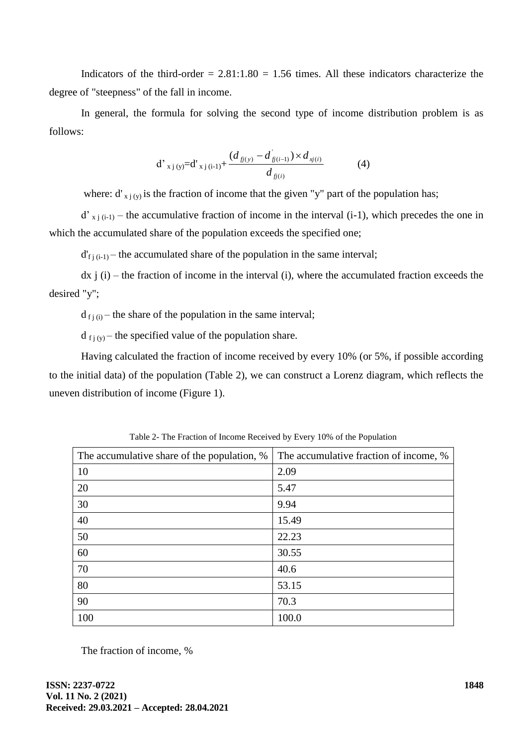Indicators of the third-order = 2.81:1.80 = 1.56 times. All these indicators characterize the degree of "steepness" of the fall in income.

In general, the formula for solving the second type of income distribution problem is as follows:

$$d'_{xj(y)} = d'_{xj(i-1)} + \frac{(d_{fj(y)} - d'_{fj(i-1)}) \times d_{xj(i)}}{d_{fj(i)}} \qquad (4)$$

where: $d'_{xj(y)}$ is the fraction of income that the given "y" part of the population has;

$d'_{xj(i-1)}$ – the accumulative fraction of income in the interval (i-1), which precedes the one in which the accumulated share of the population exceeds the specified one;

$d'_{fj(i-1)}$ – the accumulated share of the population in the same interval;

$d_{xj(i)}$ – the fraction of income in the interval (i), where the accumulated fraction exceeds the desired "y";

$d_{fj(i)}$ – the share of the population in the same interval;

$d_{fj(y)}$ – the specified value of the population share.

Having calculated the fraction of income received by every 10% (or 5%, if possible according to the initial data) of the population (Table 2), we can construct a Lorenz diagram, which reflects the uneven distribution of income (Figure 1).

Table 2- The Fraction of Income Received by Every 10% of the Population

| The accumulative share of the population, % | The accumulative fraction of income, % |
|---|---|
| 10 | 2.09 |
| 20 | 5.47 |
| 30 | 9.94 |
| 40 | 15.49 |
| 50 | 22.23 |
| 60 | 30.55 |
| 70 | 40.6 |
| 80 | 53.15 |
| 90 | 70.3 |
| 100 | 100.0 |

The fraction of income, %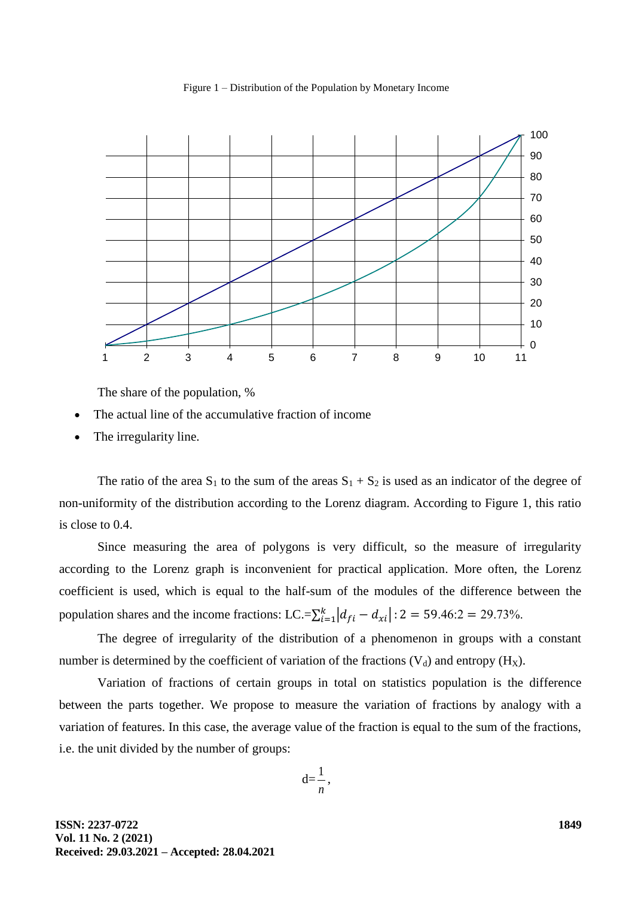Figure 1 – Distribution of the Population by Monetary Income

The share of the population, %

- The actual line of the accumulative fraction of income
- The irregularity line.

The ratio of the area $S_1$ to the sum of the areas $S_1 + S_2$ is used as an indicator of the degree of non-uniformity of the distribution according to the Lorenz diagram. According to Figure 1, this ratio is close to 0.4.

Since measuring the area of polygons is very difficult, so the measure of irregularity according to the Lorenz graph is inconvenient for practical application. More often, the Lorenz coefficient is used, which is equal to the half-sum of the modules of the difference between the population shares and the income fractions: $LC.=\sum_{i=1}^{k}\left|d_{fi}-d_{xi}\right|:2=59.46:2=29.73\%$.

The degree of irregularity of the distribution of a phenomenon in groups with a constant number is determined by the coefficient of variation of the fractions ($V_d$) and entropy ($H_X$).

Variation of fractions of certain groups in total on statistics population is the difference between the parts together. We propose to measure the variation of fractions by analogy with a variation of features. In this case, the average value of the fraction is equal to the sum of the fractions, i.e. the unit divided by the number of groups:

$$d=\frac{1}{n},$$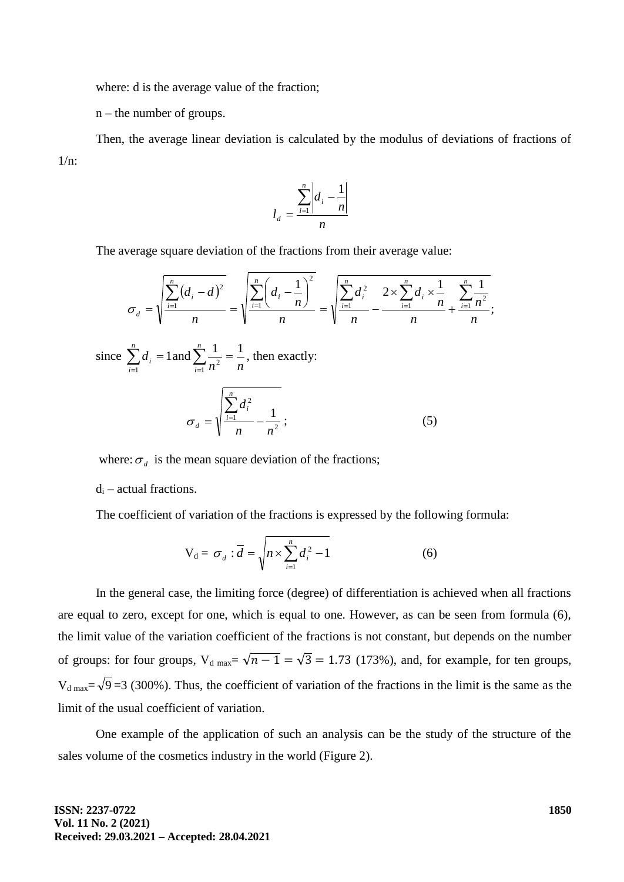where: d is the average value of the fraction;

n – the number of groups.

Then, the average linear deviation is calculated by the modulus of deviations of fractions of 1/n:

$$l_d = \frac{\sum_{i=1}^{n} \left| d_i - \frac{1}{n} \right|}{n}$$

The average square deviation of the fractions from their average value:

$$\sigma_d = \sqrt{\frac{\sum_{i=1}^{n} (d_i - d)^2}{n}} = \sqrt{\frac{\sum_{i=1}^{n} \left( d_i - \frac{1}{n} \right)^2}{n}} = \sqrt{\frac{\sum_{i=1}^{n} d_i^2}{n} - \frac{2 \times \sum_{i=1}^{n} d_i \times \frac{1}{n}}{n} + \frac{\sum_{i=1}^{n} \frac{1}{n^2}}{n}};$$

since $\sum_{i=1}^{n} d_i = 1$ and $\sum_{i=1}^{n} \frac{1}{n^2} = \frac{1}{n}$, then exactly:

$$\sigma_d = \sqrt{\frac{\sum_{i=1}^{n} d_i^2}{n} - \frac{1}{n^2}}; \tag{5}$$

where: $\sigma_d$ is the mean square deviation of the fractions;

$d_i$ – actual fractions.

The coefficient of variation of the fractions is expressed by the following formula:

$$V_d = \sigma_d : \overline{d} = \sqrt{n \times \sum_{i=1}^{n} d_i^2 - 1} \tag{6}$$

In the general case, the limiting force (degree) of differentiation is achieved when all fractions are equal to zero, except for one, which is equal to one. However, as can be seen from formula (6), the limit value of the variation coefficient of the fractions is not constant, but depends on the number of groups: for four groups, $V_{d\ max} = \sqrt{n-1} = \sqrt{3} = 1.73$ (173%), and, for example, for ten groups, $V_{d\ max} = \sqrt{9} = 3$ (300%). Thus, the coefficient of variation of the fractions in the limit is the same as the limit of the usual coefficient of variation.

One example of the application of such an analysis can be the study of the structure of the sales volume of the cosmetics industry in the world (Figure 2).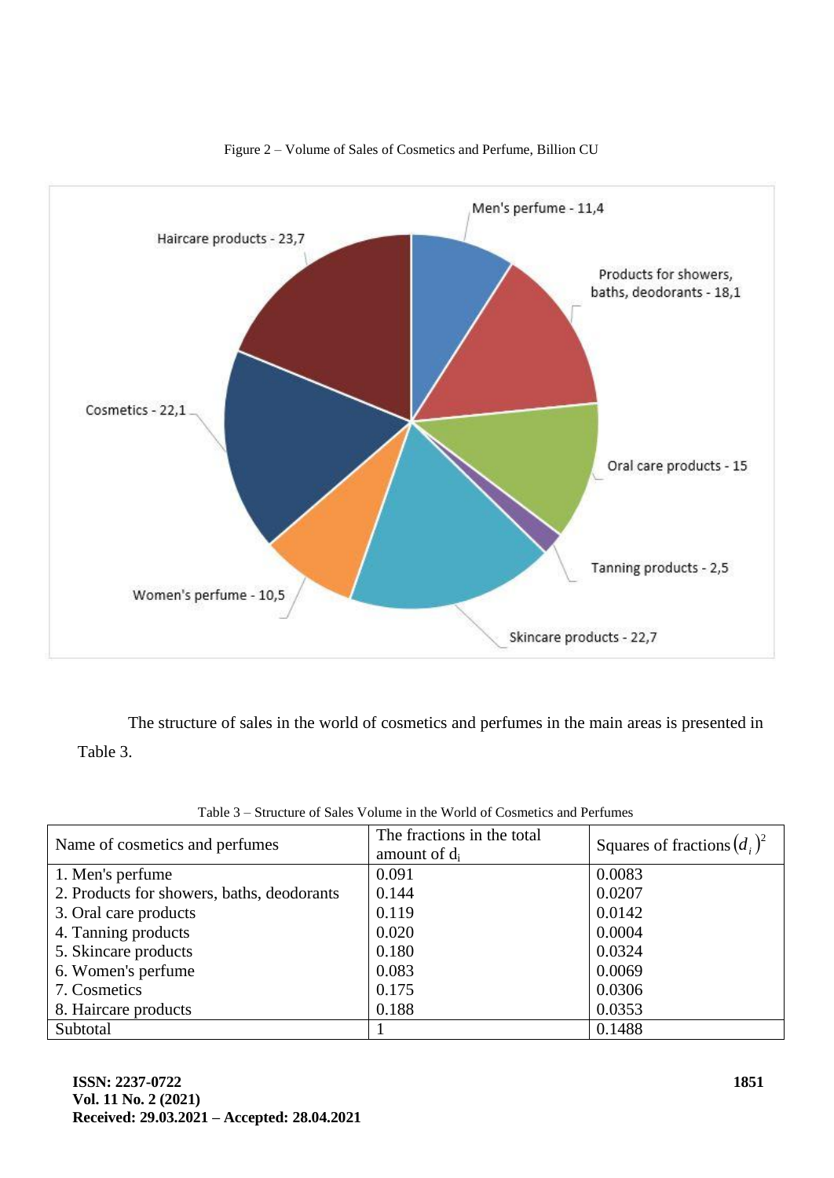Figure 2 – Volume of Sales of Cosmetics and Perfume, Billion CU

The structure of sales in the world of cosmetics and perfumes in the main areas is presented in Table 3.

Table 3 – Structure of Sales Volume in the World of Cosmetics and Perfumes

| Name of cosmetics and perfumes | The fractions in the total amount of $d_i$ | Squares of fractions $(d_i)^2$ |
| --- | --- | --- |
| 1. Men's perfume | 0.091 | 0.0083 |
| 2. Products for showers, baths, deodorants | 0.144 | 0.0207 |
| 3. Oral care products | 0.119 | 0.0142 |
| 4. Tanning products | 0.020 | 0.0004 |
| 5. Skincare products | 0.180 | 0.0324 |
| 6. Women's perfume | 0.083 | 0.0069 |
| 7. Cosmetics | 0.175 | 0.0306 |
| 8. Haircare products | 0.188 | 0.0353 |
| Subtotal | 1 | 0.1488 |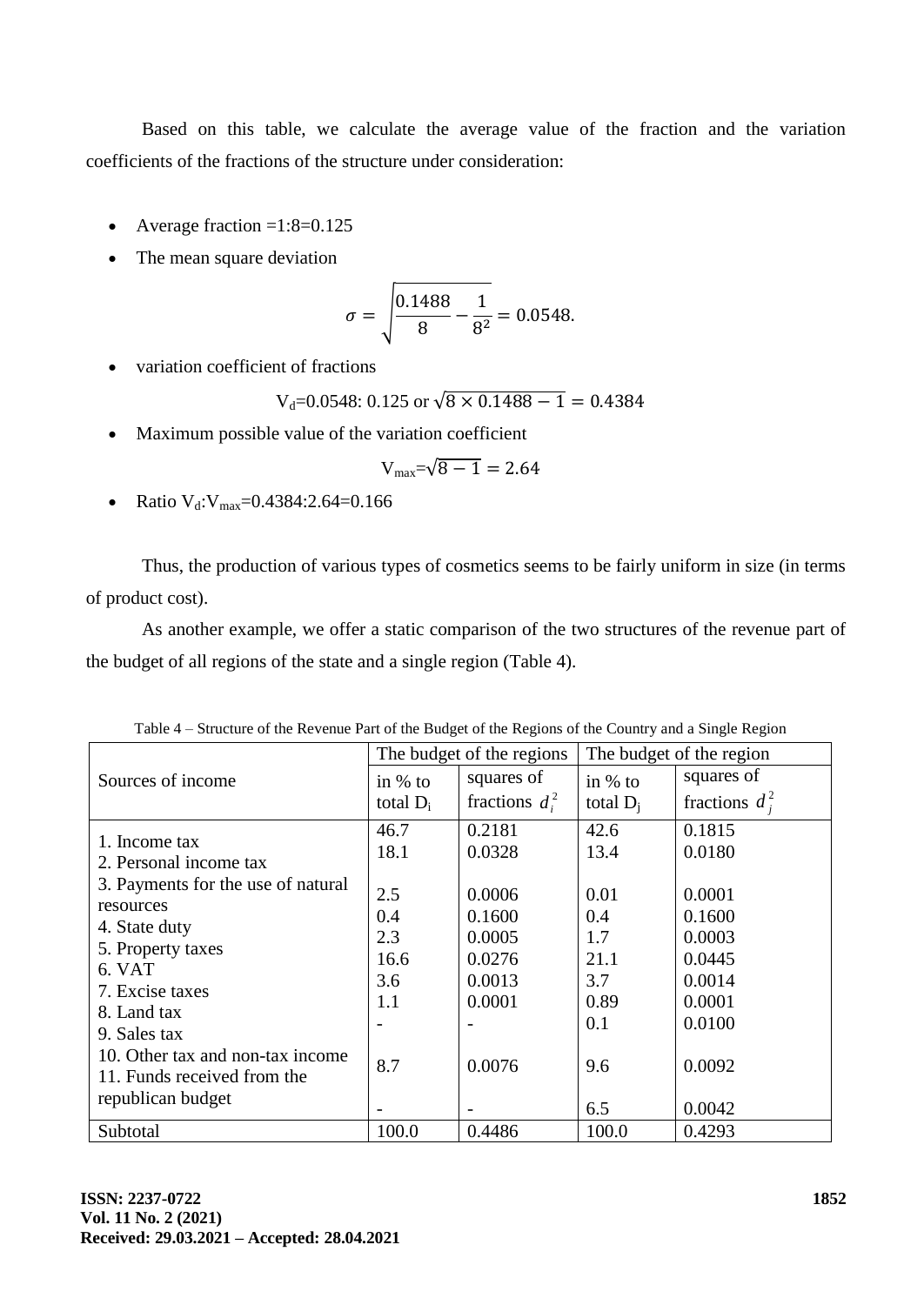Based on this table, we calculate the average value of the fraction and the variation coefficients of the fractions of the structure under consideration:

- Average fraction =1:8=0.125
- The mean square deviation

$$\sigma = \sqrt{\frac{0.1488}{8} - \frac{1}{8^2}} = 0.0548.$$

- variation coefficient of fractions

$$V_d = 0.0548 : 0.125 \text{ or } \sqrt{8 \times 0.1488 - 1} = 0.4384$$

- Maximum possible value of the variation coefficient

$$V_{max} = \sqrt{8 - 1} = 2.64$$

- Ratio $V_d : V_{max} = 0.4384 : 2.64 = 0.166$

Thus, the production of various types of cosmetics seems to be fairly uniform in size (in terms of product cost).

As another example, we offer a static comparison of the two structures of the revenue part of the budget of all regions of the state and a single region (Table 4).

Table 4 – Structure of the Revenue Part of the Budget of the Regions of the Country and a Single Region

| Sources of income | The budget of the regions | | The budget of the region | |
|---|---|---|---|---|
| | in % to total $D_i$ | squares of fractions $d_i^2$ | in % to total $D_j$ | squares of fractions $d_j^2$ |
| 1. Income tax | 46.7 | 0.2181 | 42.6 | 0.1815 |
| 2. Personal income tax | 18.1 | 0.0328 | 13.4 | 0.0180 |
| 3. Payments for the use of natural resources | 2.5 | 0.0006 | 0.01 | 0.0001 |
| 4. State duty | 0.4 | 0.1600 | 0.4 | 0.1600 |
| 5. Property taxes | 2.3 | 0.0005 | 1.7 | 0.0003 |
| 6. VAT | 16.6 | 0.0276 | 21.1 | 0.0445 |
| 7. Excise taxes | 3.6 | 0.0013 | 3.7 | 0.0014 |
| 8. Land tax | 1.1 | 0.0001 | 0.89 | 0.0001 |
| 9. Sales tax | - | - | 0.1 | 0.0100 |
| 10. Other tax and non-tax income | 8.7 | 0.0076 | 9.6 | 0.0092 |
| 11. Funds received from the republican budget | - | - | 6.5 | 0.0042 |
| Subtotal | 100.0 | 0.4486 | 100.0 | 0.4293 |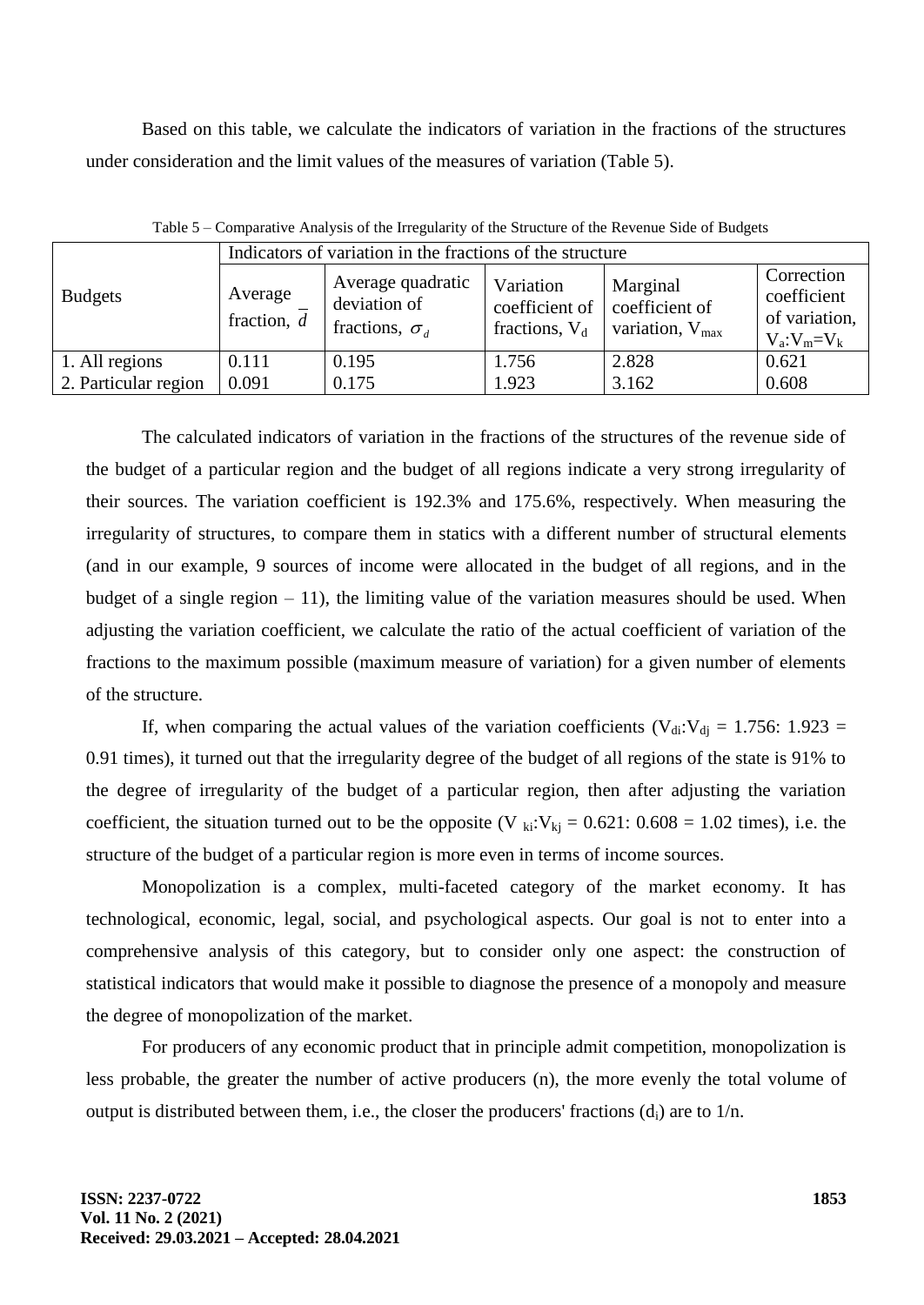Based on this table, we calculate the indicators of variation in the fractions of the structures under consideration and the limit values of the measures of variation (Table 5).

Table 5 – Comparative Analysis of the Irregularity of the Structure of the Revenue Side of Budgets

| Budgets | Indicators of variation in the fractions of the structure | | | | |
|---|---|---|---|---|---|
| | Average fraction, $\bar{d}$ | Average quadratic deviation of fractions, $\sigma_d$ | Variation coefficient of fractions, $V_d$ | Marginal coefficient of variation, $V_{max}$ | Correction coefficient of variation, $V_a$:$V_m$=$V_k$ |
| 1. All regions | 0.111 | 0.195 | 1.756 | 2.828 | 0.621 |
| 2. Particular region | 0.091 | 0.175 | 1.923 | 3.162 | 0.608 |

The calculated indicators of variation in the fractions of the structures of the revenue side of the budget of a particular region and the budget of all regions indicate a very strong irregularity of their sources. The variation coefficient is 192.3% and 175.6%, respectively. When measuring the irregularity of structures, to compare them in statics with a different number of structural elements (and in our example, 9 sources of income were allocated in the budget of all regions, and in the budget of a single region – 11), the limiting value of the variation measures should be used. When adjusting the variation coefficient, we calculate the ratio of the actual coefficient of variation of the fractions to the maximum possible (maximum measure of variation) for a given number of elements of the structure.

If, when comparing the actual values of the variation coefficients ($V_{di}$:$V_{dj}$ = 1.756: 1.923 = 0.91 times), it turned out that the irregularity degree of the budget of all regions of the state is 91% to the degree of irregularity of the budget of a particular region, then after adjusting the variation coefficient, the situation turned out to be the opposite ($V_{ki}$:$V_{kj}$ = 0.621: 0.608 = 1.02 times), i.e. the structure of the budget of a particular region is more even in terms of income sources.

Monopolization is a complex, multi-faceted category of the market economy. It has technological, economic, legal, social, and psychological aspects. Our goal is not to enter into a comprehensive analysis of this category, but to consider only one aspect: the construction of statistical indicators that would make it possible to diagnose the presence of a monopoly and measure the degree of monopolization of the market.

For producers of any economic product that in principle admit competition, monopolization is less probable, the greater the number of active producers (n), the more evenly the total volume of output is distributed between them, i.e., the closer the producers' fractions ($d_i$) are to 1/n.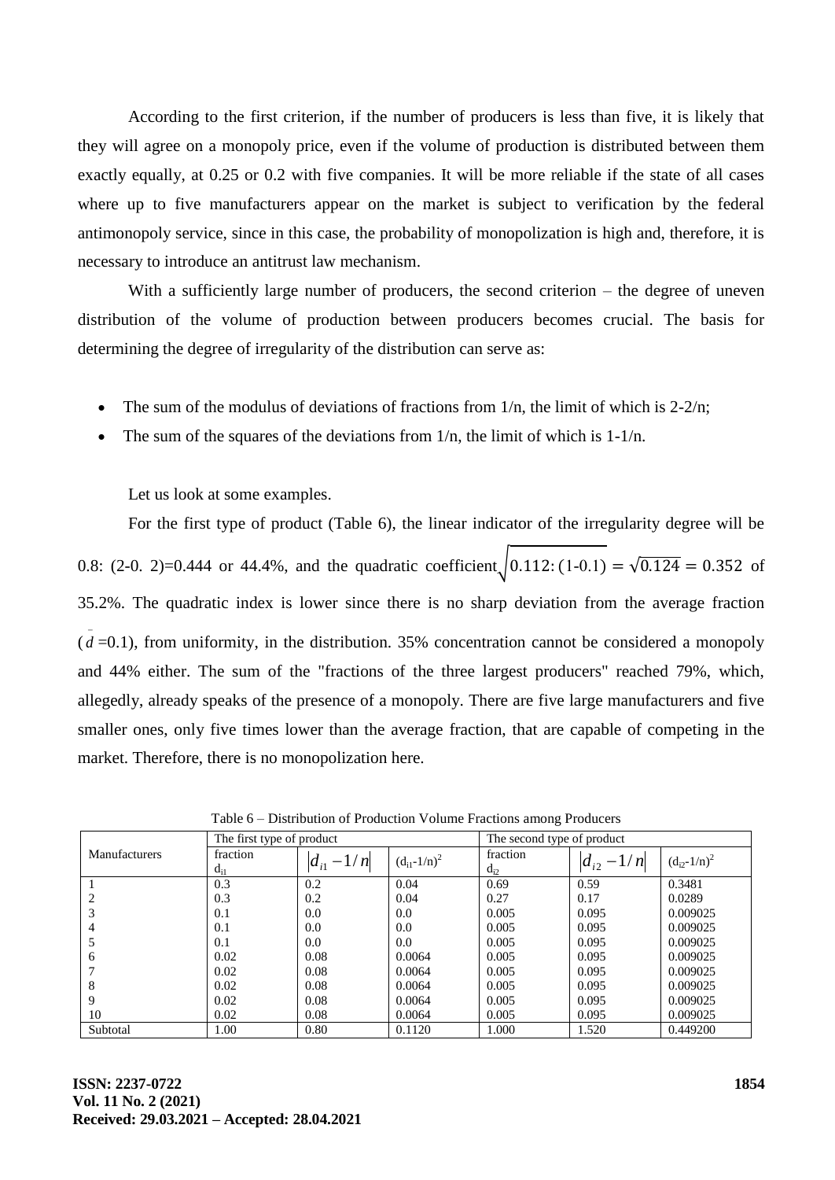According to the first criterion, if the number of producers is less than five, it is likely that they will agree on a monopoly price, even if the volume of production is distributed between them exactly equally, at 0.25 or 0.2 with five companies. It will be more reliable if the state of all cases where up to five manufacturers appear on the market is subject to verification by the federal antimonopoly service, since in this case, the probability of monopolization is high and, therefore, it is necessary to introduce an antitrust law mechanism.

With a sufficiently large number of producers, the second criterion – the degree of uneven distribution of the volume of production between producers becomes crucial. The basis for determining the degree of irregularity of the distribution can serve as:

- The sum of the modulus of deviations of fractions from 1/n, the limit of which is 2-2/n;
- The sum of the squares of the deviations from 1/n, the limit of which is 1-1/n.

Let us look at some examples.

For the first type of product (Table 6), the linear indicator of the irregularity degree will be 0.8: (2-0. 2)=0.444 or 44.4%, and the quadratic coefficient $\sqrt{0.112:(1\text{-}0.1)} = \sqrt{0.124} = 0.352$ of 35.2%. The quadratic index is lower since there is no sharp deviation from the average fraction ($\bar{d}$ =0.1), from uniformity, in the distribution. 35% concentration cannot be considered a monopoly and 44% either. The sum of the "fractions of the three largest producers" reached 79%, which, allegedly, already speaks of the presence of a monopoly. There are five large manufacturers and five smaller ones, only five times lower than the average fraction, that are capable of competing in the market. Therefore, there is no monopolization here.

Table 6 – Distribution of Production Volume Fractions among Producers

| Manufacturers | The first type of product | | | The second type of product | | |
|---|---|---|---|---|---|---|
| | fraction $d_{i1}$ | $\lvert d_{i1} - 1/n \rvert$ | $(d_{i1}-1/n)^2$ | fraction $d_{i2}$ | $\lvert d_{i2} - 1/n \rvert$ | $(d_{i2}-1/n)^2$ |
| 1 | 0.3 | 0.2 | 0.04 | 0.69 | 0.59 | 0.3481 |
| 2 | 0.3 | 0.2 | 0.04 | 0.27 | 0.17 | 0.0289 |
| 3 | 0.1 | 0.0 | 0.0 | 0.005 | 0.095 | 0.009025 |
| 4 | 0.1 | 0.0 | 0.0 | 0.005 | 0.095 | 0.009025 |
| 5 | 0.1 | 0.0 | 0.0 | 0.005 | 0.095 | 0.009025 |
| 6 | 0.02 | 0.08 | 0.0064 | 0.005 | 0.095 | 0.009025 |
| 7 | 0.02 | 0.08 | 0.0064 | 0.005 | 0.095 | 0.009025 |
| 8 | 0.02 | 0.08 | 0.0064 | 0.005 | 0.095 | 0.009025 |
| 9 | 0.02 | 0.08 | 0.0064 | 0.005 | 0.095 | 0.009025 |
| 10 | 0.02 | 0.08 | 0.0064 | 0.005 | 0.095 | 0.009025 |
| Subtotal | 1.00 | 0.80 | 0.1120 | 1.000 | 1.520 | 0.449200 |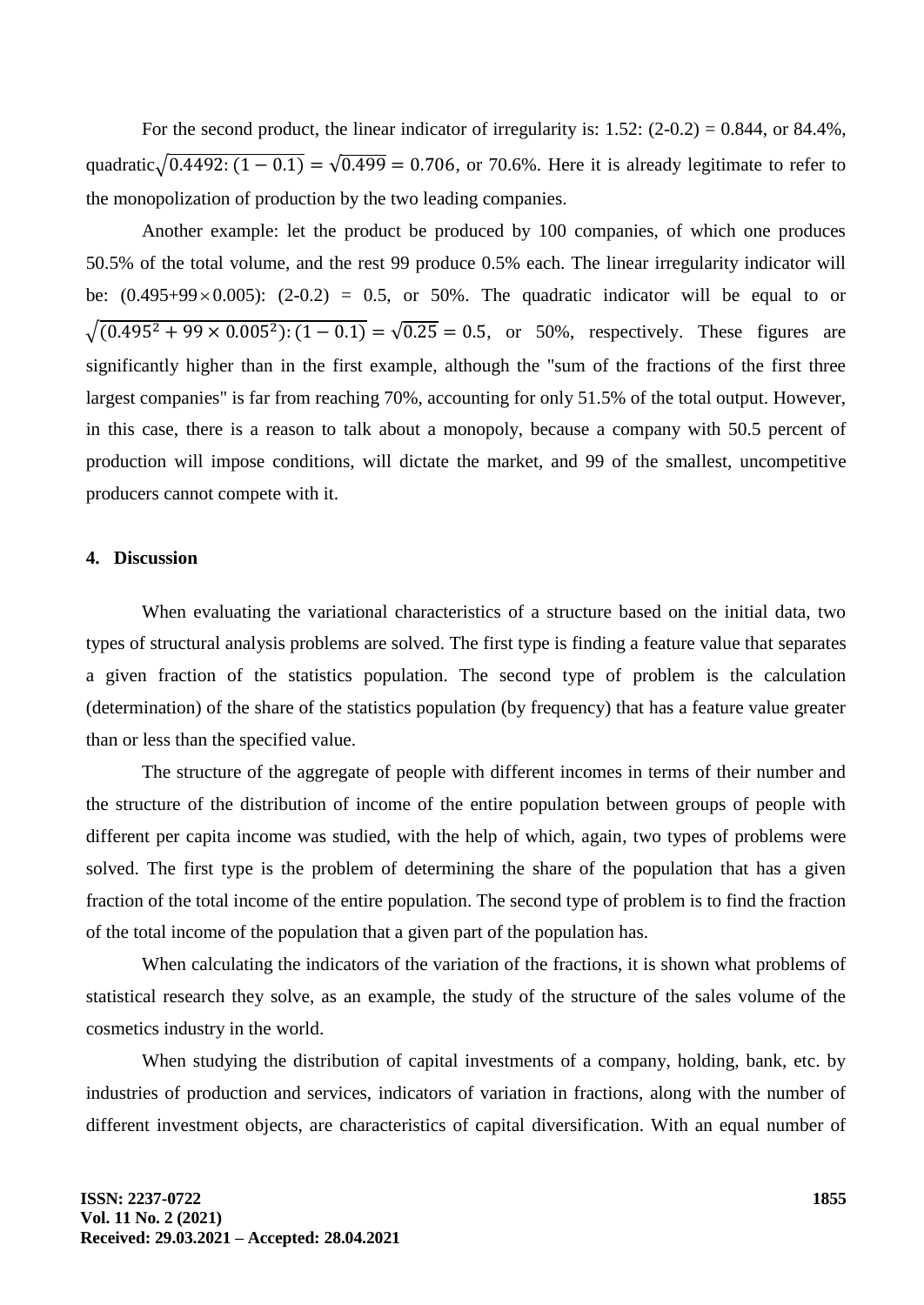For the second product, the linear indicator of irregularity is: 1.52: (2-0.2) = 0.844, or 84.4%, quadratic $\sqrt{0.4492:(1-0.1)} = \sqrt{0.499} = 0.706$, or 70.6%. Here it is already legitimate to refer to the monopolization of production by the two leading companies.

Another example: let the product be produced by 100 companies, of which one produces 50.5% of the total volume, and the rest 99 produce 0.5% each. The linear irregularity indicator will be: (0.495+99$\times$0.005): (2-0.2) = 0.5, or 50%. The quadratic indicator will be equal to or $\sqrt{(0.495^2 + 99 \times 0.005^2):(1-0.1)} = \sqrt{0.25} = 0.5$, or 50%, respectively. These figures are significantly higher than in the first example, although the "sum of the fractions of the first three largest companies" is far from reaching 70%, accounting for only 51.5% of the total output. However, in this case, there is a reason to talk about a monopoly, because a company with 50.5 percent of production will impose conditions, will dictate the market, and 99 of the smallest, uncompetitive producers cannot compete with it.

## 4. Discussion

When evaluating the variational characteristics of a structure based on the initial data, two types of structural analysis problems are solved. The first type is finding a feature value that separates a given fraction of the statistics population. The second type of problem is the calculation (determination) of the share of the statistics population (by frequency) that has a feature value greater than or less than the specified value.

The structure of the aggregate of people with different incomes in terms of their number and the structure of the distribution of income of the entire population between groups of people with different per capita income was studied, with the help of which, again, two types of problems were solved. The first type is the problem of determining the share of the population that has a given fraction of the total income of the entire population. The second type of problem is to find the fraction of the total income of the population that a given part of the population has.

When calculating the indicators of the variation of the fractions, it is shown what problems of statistical research they solve, as an example, the study of the structure of the sales volume of the cosmetics industry in the world.

When studying the distribution of capital investments of a company, holding, bank, etc. by industries of production and services, indicators of variation in fractions, along with the number of different investment objects, are characteristics of capital diversification. With an equal number of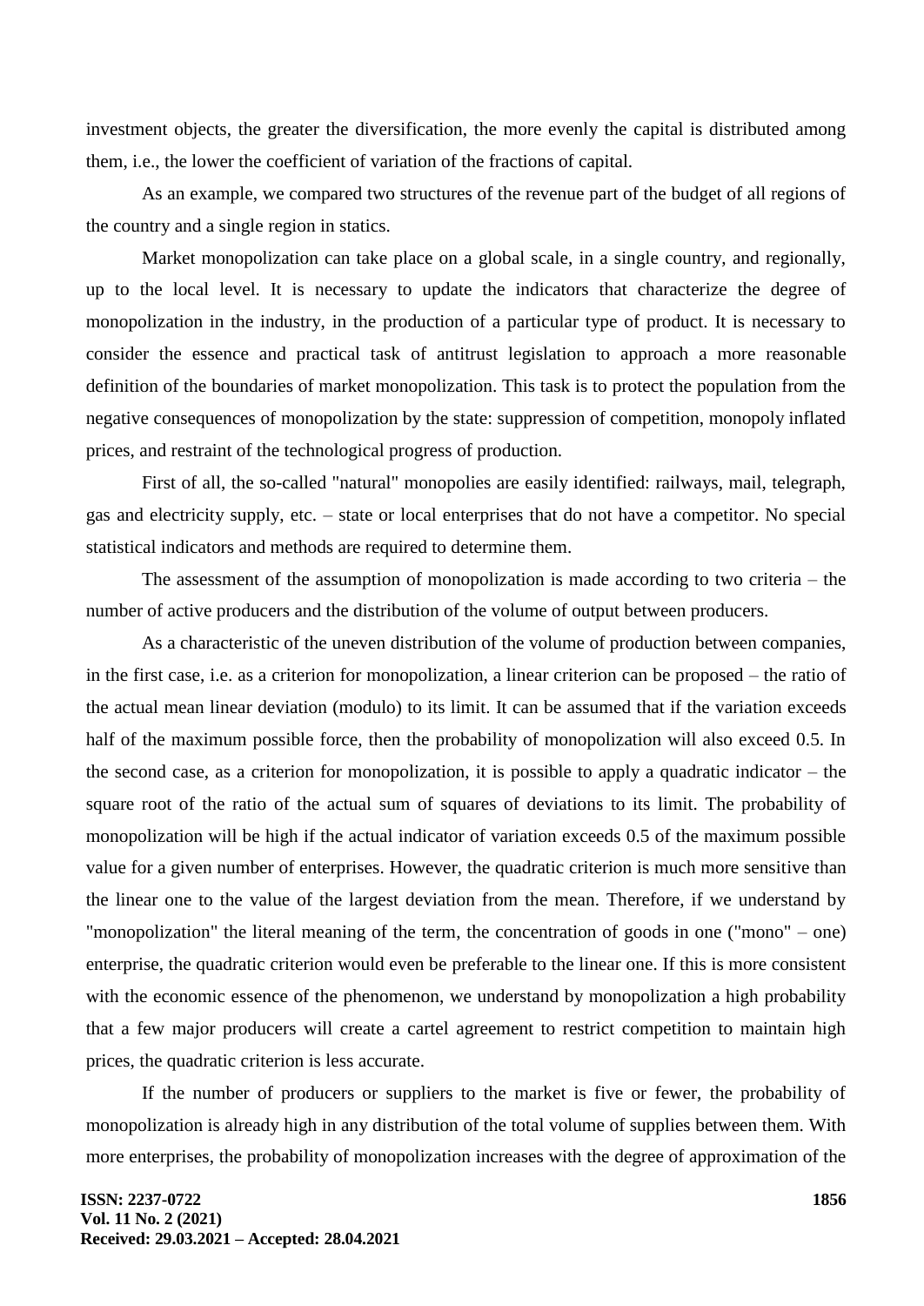investment objects, the greater the diversification, the more evenly the capital is distributed among them, i.e., the lower the coefficient of variation of the fractions of capital.

As an example, we compared two structures of the revenue part of the budget of all regions of the country and a single region in statics.

Market monopolization can take place on a global scale, in a single country, and regionally, up to the local level. It is necessary to update the indicators that characterize the degree of monopolization in the industry, in the production of a particular type of product. It is necessary to consider the essence and practical task of antitrust legislation to approach a more reasonable definition of the boundaries of market monopolization. This task is to protect the population from the negative consequences of monopolization by the state: suppression of competition, monopoly inflated prices, and restraint of the technological progress of production.

First of all, the so-called "natural" monopolies are easily identified: railways, mail, telegraph, gas and electricity supply, etc. – state or local enterprises that do not have a competitor. No special statistical indicators and methods are required to determine them.

The assessment of the assumption of monopolization is made according to two criteria – the number of active producers and the distribution of the volume of output between producers.

As a characteristic of the uneven distribution of the volume of production between companies, in the first case, i.e. as a criterion for monopolization, a linear criterion can be proposed – the ratio of the actual mean linear deviation (modulo) to its limit. It can be assumed that if the variation exceeds half of the maximum possible force, then the probability of monopolization will also exceed 0.5. In the second case, as a criterion for monopolization, it is possible to apply a quadratic indicator – the square root of the ratio of the actual sum of squares of deviations to its limit. The probability of monopolization will be high if the actual indicator of variation exceeds 0.5 of the maximum possible value for a given number of enterprises. However, the quadratic criterion is much more sensitive than the linear one to the value of the largest deviation from the mean. Therefore, if we understand by "monopolization" the literal meaning of the term, the concentration of goods in one ("mono" – one) enterprise, the quadratic criterion would even be preferable to the linear one. If this is more consistent with the economic essence of the phenomenon, we understand by monopolization a high probability that a few major producers will create a cartel agreement to restrict competition to maintain high prices, the quadratic criterion is less accurate.

If the number of producers or suppliers to the market is five or fewer, the probability of monopolization is already high in any distribution of the total volume of supplies between them. With more enterprises, the probability of monopolization increases with the degree of approximation of the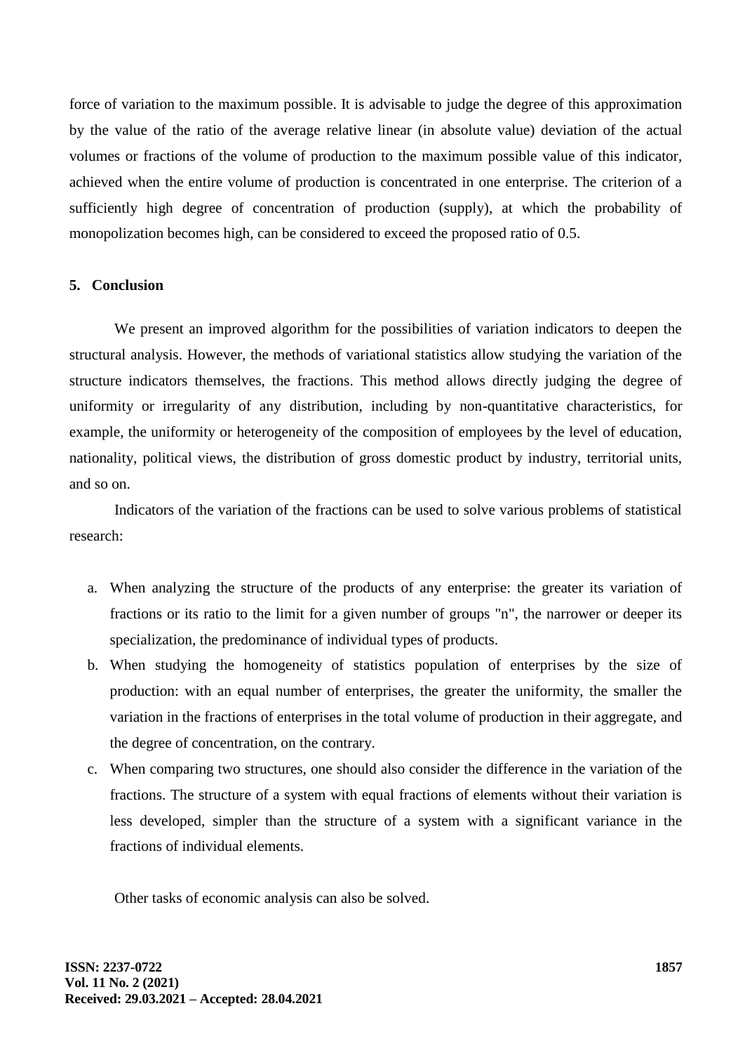force of variation to the maximum possible. It is advisable to judge the degree of this approximation by the value of the ratio of the average relative linear (in absolute value) deviation of the actual volumes or fractions of the volume of production to the maximum possible value of this indicator, achieved when the entire volume of production is concentrated in one enterprise. The criterion of a sufficiently high degree of concentration of production (supply), at which the probability of monopolization becomes high, can be considered to exceed the proposed ratio of 0.5.

## 5. Conclusion

We present an improved algorithm for the possibilities of variation indicators to deepen the structural analysis. However, the methods of variational statistics allow studying the variation of the structure indicators themselves, the fractions. This method allows directly judging the degree of uniformity or irregularity of any distribution, including by non-quantitative characteristics, for example, the uniformity or heterogeneity of the composition of employees by the level of education, nationality, political views, the distribution of gross domestic product by industry, territorial units, and so on.

Indicators of the variation of the fractions can be used to solve various problems of statistical research:

a. When analyzing the structure of the products of any enterprise: the greater its variation of fractions or its ratio to the limit for a given number of groups "n", the narrower or deeper its specialization, the predominance of individual types of products.
b. When studying the homogeneity of statistics population of enterprises by the size of production: with an equal number of enterprises, the greater the uniformity, the smaller the variation in the fractions of enterprises in the total volume of production in their aggregate, and the degree of concentration, on the contrary.
c. When comparing two structures, one should also consider the difference in the variation of the fractions. The structure of a system with equal fractions of elements without their variation is less developed, simpler than the structure of a system with a significant variance in the fractions of individual elements.

Other tasks of economic analysis can also be solved.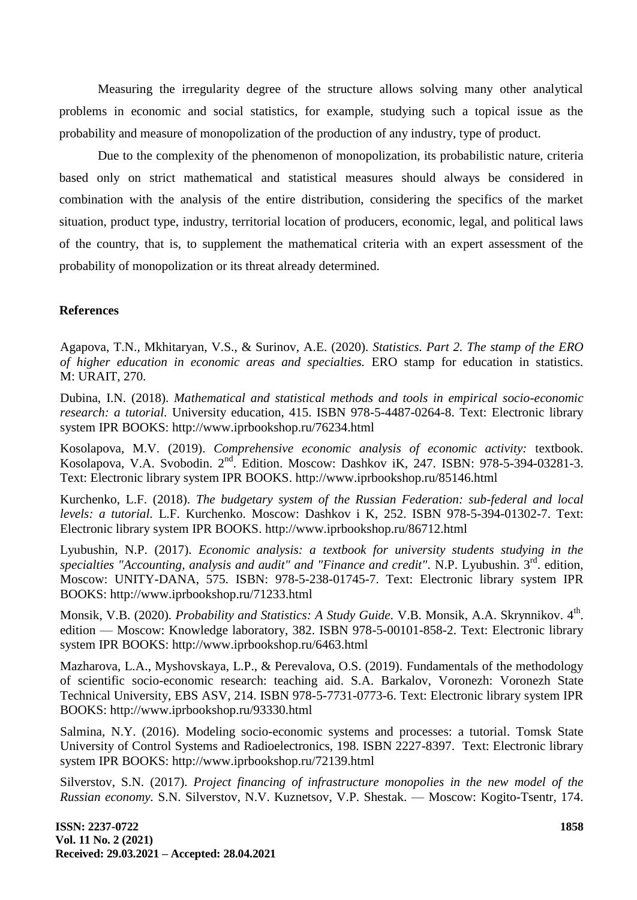Measuring the irregularity degree of the structure allows solving many other analytical problems in economic and social statistics, for example, studying such a topical issue as the probability and measure of monopolization of the production of any industry, type of product.

Due to the complexity of the phenomenon of monopolization, its probabilistic nature, criteria based only on strict mathematical and statistical measures should always be considered in combination with the analysis of the entire distribution, considering the specifics of the market situation, product type, industry, territorial location of producers, economic, legal, and political laws of the country, that is, to supplement the mathematical criteria with an expert assessment of the probability of monopolization or its threat already determined.

## References

Agapova, T.N., Mkhitaryan, V.S., & Surinov, A.E. (2020). *Statistics. Part 2. The stamp of the ERO of higher education in economic areas and specialties.* ERO stamp for education in statistics. M: URAIT, 270.

Dubina, I.N. (2018). *Mathematical and statistical methods and tools in empirical socio-economic research: a tutorial.* University education, 415. ISBN 978-5-4487-0264-8. Text: Electronic library system IPR BOOKS: http://www.iprbookshop.ru/76234.html

Kosolapova, M.V. (2019). *Comprehensive economic analysis of economic activity:* textbook. Kosolapova, V.A. Svobodin. 2nd. Edition. Moscow: Dashkov iK, 247. ISBN: 978-5-394-03281-3. Text: Electronic library system IPR BOOKS. http://www.iprbookshop.ru/85146.html

Kurchenko, L.F. (2018). *The budgetary system of the Russian Federation: sub-federal and local levels: a tutorial.* L.F. Kurchenko. Moscow: Dashkov i K, 252. ISBN 978-5-394-01302-7. Text: Electronic library system IPR BOOKS. http://www.iprbookshop.ru/86712.html

Lyubushin, N.P. (2017). *Economic analysis: a textbook for university students studying in the specialties "Accounting, analysis and audit" and "Finance and credit".* N.P. Lyubushin. 3rd. edition, Moscow: UNITY-DANA, 575. ISBN: 978-5-238-01745-7. Text: Electronic library system IPR BOOKS: http://www.iprbookshop.ru/71233.html

Monsik, V.B. (2020). *Probability and Statistics: A Study Guide.* V.B. Monsik, A.A. Skrynnikov. 4th. edition — Moscow: Knowledge laboratory, 382. ISBN 978-5-00101-858-2. Text: Electronic library system IPR BOOKS: http://www.iprbookshop.ru/6463.html

Mazharova, L.A., Myshovskaya, L.P., & Perevalova, O.S. (2019). Fundamentals of the methodology of scientific socio-economic research: teaching aid. S.A. Barkalov, Voronezh: Voronezh State Technical University, EBS ASV, 214. ISBN 978-5-7731-0773-6. Text: Electronic library system IPR BOOKS: http://www.iprbookshop.ru/93330.html

Salmina, N.Y. (2016). Modeling socio-economic systems and processes: a tutorial. Tomsk State University of Control Systems and Radioelectronics, 198. ISBN 2227-8397. Text: Electronic library system IPR BOOKS: http://www.iprbookshop.ru/72139.html

Silverstov, S.N. (2017). *Project financing of infrastructure monopolies in the new model of the Russian economy.* S.N. Silverstov, N.V. Kuznetsov, V.P. Shestak. — Moscow: Kogito-Tsentr, 174.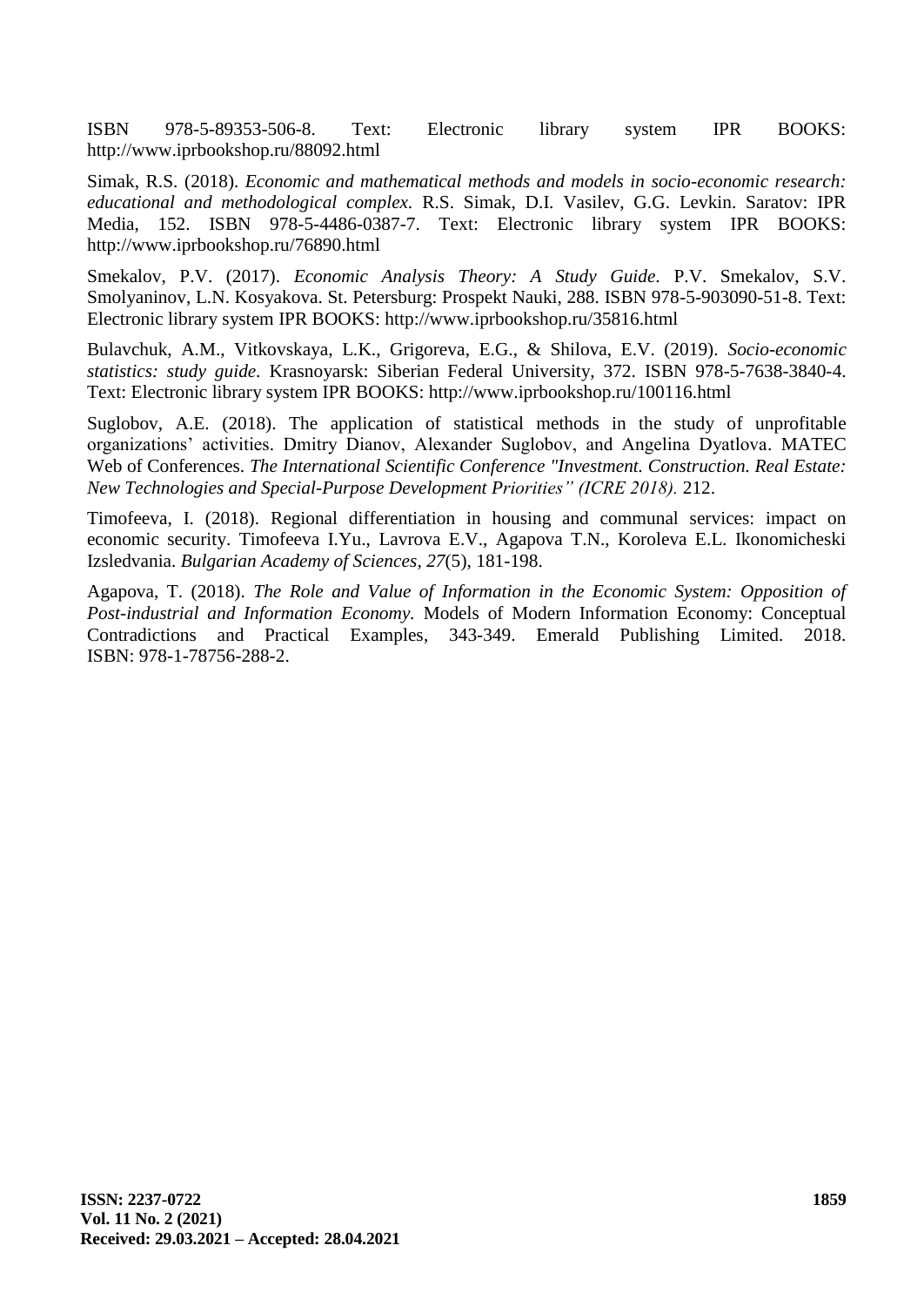ISBN 978-5-89353-506-8. Text: Electronic library system IPR BOOKS: http://www.iprbookshop.ru/88092.html

Simak, R.S. (2018). *Economic and mathematical methods and models in socio-economic research: educational and methodological complex.* R.S. Simak, D.I. Vasilev, G.G. Levkin. Saratov: IPR Media, 152. ISBN 978-5-4486-0387-7. Text: Electronic library system IPR BOOKS: http://www.iprbookshop.ru/76890.html

Smekalov, P.V. (2017). *Economic Analysis Theory: A Study Guide.* P.V. Smekalov, S.V. Smolyaninov, L.N. Kosyakova. St. Petersburg: Prospekt Nauki, 288. ISBN 978-5-903090-51-8. Text: Electronic library system IPR BOOKS: http://www.iprbookshop.ru/35816.html

Bulavchuk, A.M., Vitkovskaya, L.K., Grigoreva, E.G., & Shilova, E.V. (2019). *Socio-economic statistics: study guide.* Krasnoyarsk: Siberian Federal University, 372. ISBN 978-5-7638-3840-4. Text: Electronic library system IPR BOOKS: http://www.iprbookshop.ru/100116.html

Suglobov, A.E. (2018). The application of statistical methods in the study of unprofitable organizations' activities. Dmitry Dianov, Alexander Suglobov, and Angelina Dyatlova. MATEC Web of Conferences. *The International Scientific Conference "Investment. Construction. Real Estate: New Technologies and Special-Purpose Development Priorities" (ICRE 2018).* 212.

Timofeeva, I. (2018). Regional differentiation in housing and communal services: impact on economic security. Timofeeva I.Yu., Lavrova E.V., Agapova T.N., Koroleva E.L. Ikonomicheski Izsledvania. *Bulgarian Academy of Sciences*, *27*(5), 181-198.

Agapova, T. (2018). *The Role and Value of Information in the Economic System: Opposition of Post-industrial and Information Economy*. Models of Modern Information Economy: Conceptual Contradictions and Practical Examples, 343-349. Emerald Publishing Limited. 2018. ISBN: 978-1-78756-288-2.